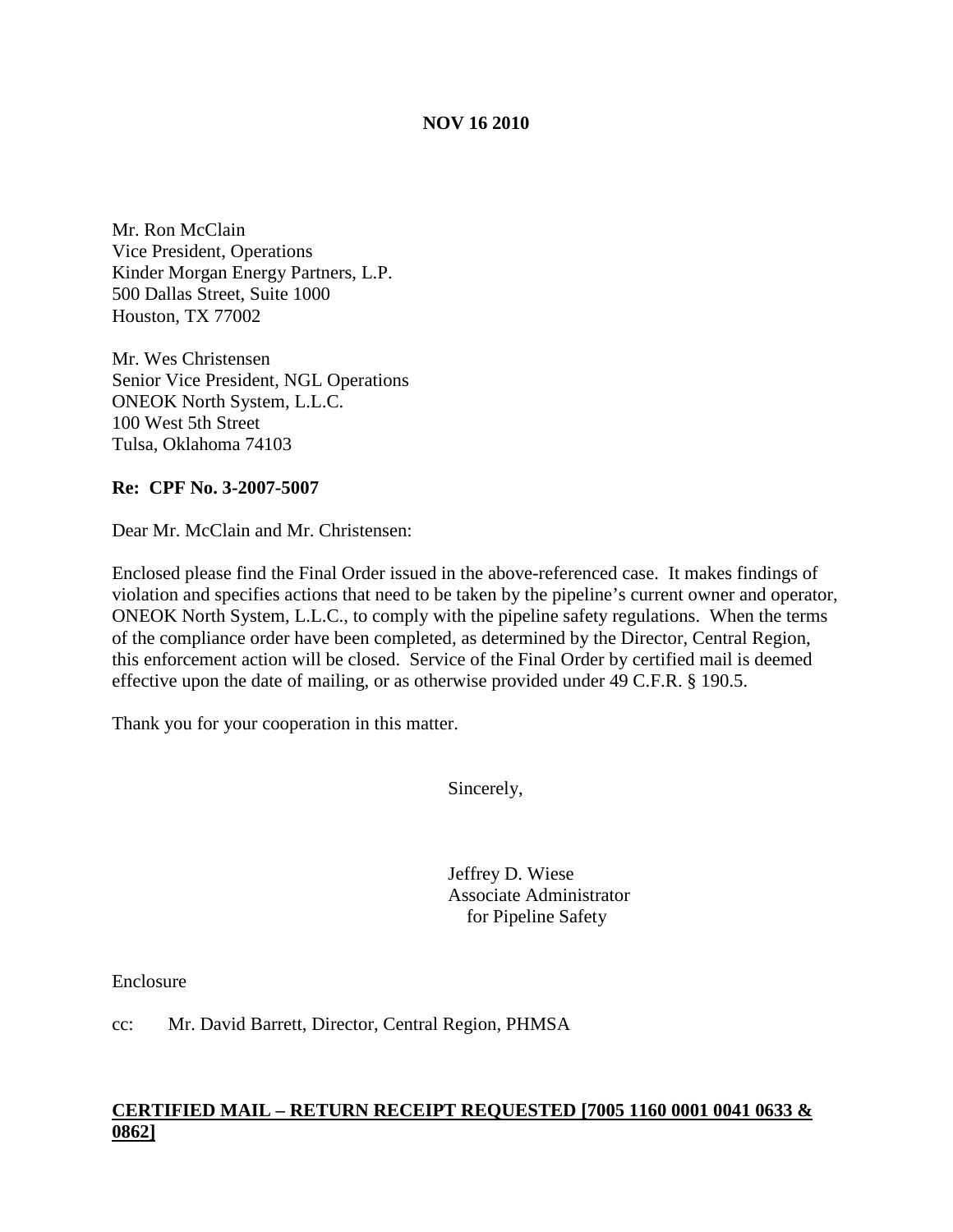**NOV 16 2010**

Mr. Ron McClain
Vice President, Operations
Kinder Morgan Energy Partners, L.P.
500 Dallas Street, Suite 1000
Houston, TX 77002

Mr. Wes Christensen
Senior Vice President, NGL Operations
ONEOK North System, L.L.C.
100 West 5th Street
Tulsa, Oklahoma 74103

**Re: CPF No. 3-2007-5007**

Dear Mr. McClain and Mr. Christensen:

Enclosed please find the Final Order issued in the above-referenced case. It makes findings of violation and specifies actions that need to be taken by the pipeline's current owner and operator, ONEOK North System, L.L.C., to comply with the pipeline safety regulations. When the terms of the compliance order have been completed, as determined by the Director, Central Region, this enforcement action will be closed. Service of the Final Order by certified mail is deemed effective upon the date of mailing, or as otherwise provided under 49 C.F.R. § 190.5.

Thank you for your cooperation in this matter.

Sincerely,

Jeffrey D. Wiese
Associate Administrator
for Pipeline Safety

Enclosure

cc: Mr. David Barrett, Director, Central Region, PHMSA

**CERTIFIED MAIL – RETURN RECEIPT REQUESTED [7005 1160 0001 0041 0633 & 0862]**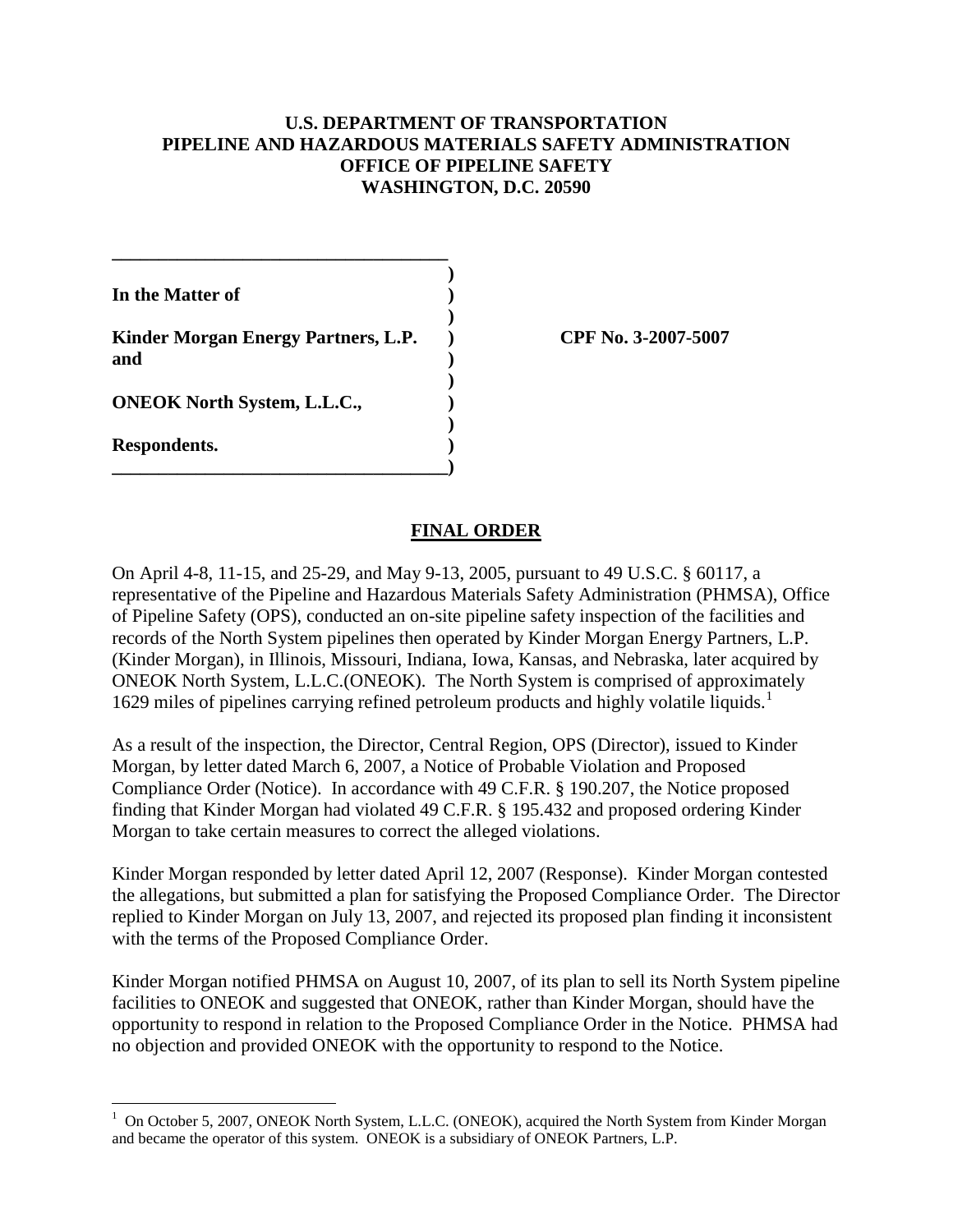**U.S. DEPARTMENT OF TRANSPORTATION**
**PIPELINE AND HAZARDOUS MATERIALS SAFETY ADMINISTRATION**
**OFFICE OF PIPELINE SAFETY**
**WASHINGTON, D.C. 20590**

**In the Matter of**

**Kinder Morgan Energy Partners, L.P. and**

**ONEOK North System, L.L.C.,**

**Respondents.**

**CPF No. 3-2007-5007**

## FINAL ORDER

On April 4-8, 11-15, and 25-29, and May 9-13, 2005, pursuant to 49 U.S.C. § 60117, a representative of the Pipeline and Hazardous Materials Safety Administration (PHMSA), Office of Pipeline Safety (OPS), conducted an on-site pipeline safety inspection of the facilities and records of the North System pipelines then operated by Kinder Morgan Energy Partners, L.P. (Kinder Morgan), in Illinois, Missouri, Indiana, Iowa, Kansas, and Nebraska, later acquired by ONEOK North System, L.L.C.(ONEOK). The North System is comprised of approximately 1629 miles of pipelines carrying refined petroleum products and highly volatile liquids.[1]

As a result of the inspection, the Director, Central Region, OPS (Director), issued to Kinder Morgan, by letter dated March 6, 2007, a Notice of Probable Violation and Proposed Compliance Order (Notice). In accordance with 49 C.F.R. § 190.207, the Notice proposed finding that Kinder Morgan had violated 49 C.F.R. § 195.432 and proposed ordering Kinder Morgan to take certain measures to correct the alleged violations.

Kinder Morgan responded by letter dated April 12, 2007 (Response). Kinder Morgan contested the allegations, but submitted a plan for satisfying the Proposed Compliance Order. The Director replied to Kinder Morgan on July 13, 2007, and rejected its proposed plan finding it inconsistent with the terms of the Proposed Compliance Order.

Kinder Morgan notified PHMSA on August 10, 2007, of its plan to sell its North System pipeline facilities to ONEOK and suggested that ONEOK, rather than Kinder Morgan, should have the opportunity to respond in relation to the Proposed Compliance Order in the Notice. PHMSA had no objection and provided ONEOK with the opportunity to respond to the Notice.

[1] On October 5, 2007, ONEOK North System, L.L.C. (ONEOK), acquired the North System from Kinder Morgan and became the operator of this system. ONEOK is a subsidiary of ONEOK Partners, L.P.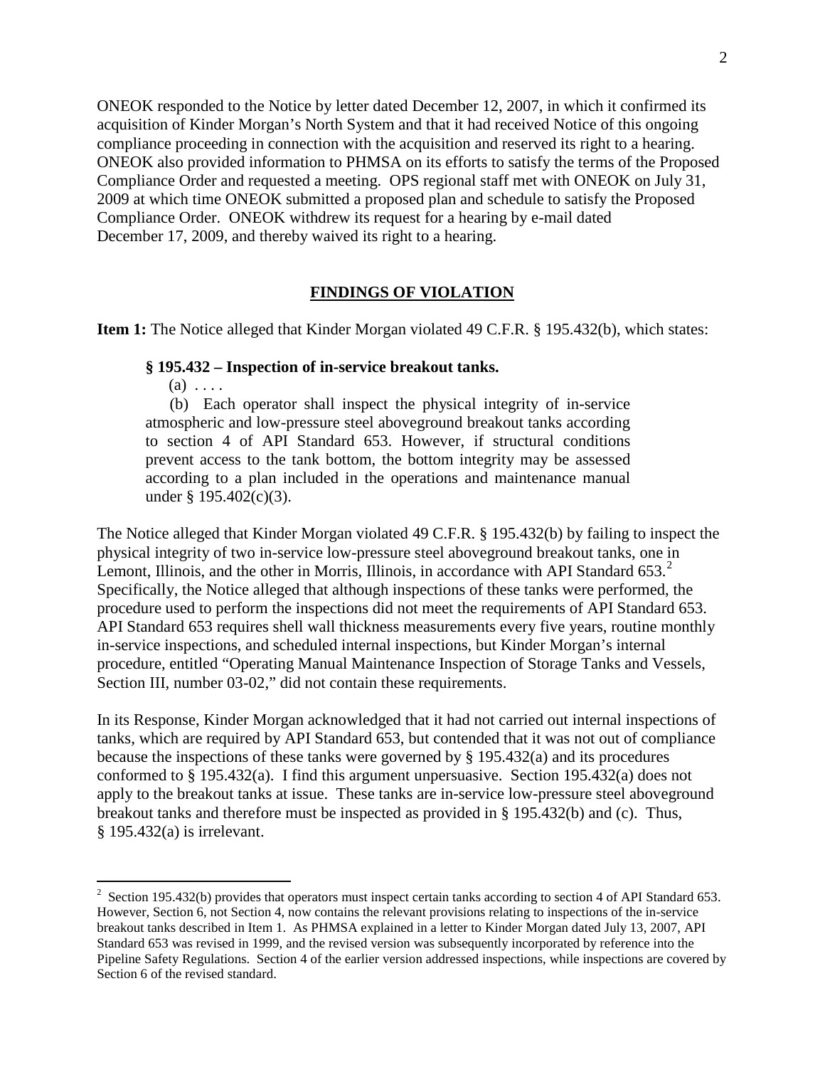ONEOK responded to the Notice by letter dated December 12, 2007, in which it confirmed its acquisition of Kinder Morgan's North System and that it had received Notice of this ongoing compliance proceeding in connection with the acquisition and reserved its right to a hearing. ONEOK also provided information to PHMSA on its efforts to satisfy the terms of the Proposed Compliance Order and requested a meeting. OPS regional staff met with ONEOK on July 31, 2009 at which time ONEOK submitted a proposed plan and schedule to satisfy the Proposed Compliance Order. ONEOK withdrew its request for a hearing by e-mail dated December 17, 2009, and thereby waived its right to a hearing.

## FINDINGS OF VIOLATION

**Item 1:** The Notice alleged that Kinder Morgan violated 49 C.F.R. § 195.432(b), which states:

> **§ 195.432 – Inspection of in-service breakout tanks.**
>
> (a) . . . .
>
> (b) Each operator shall inspect the physical integrity of in-service atmospheric and low-pressure steel aboveground breakout tanks according to section 4 of API Standard 653. However, if structural conditions prevent access to the tank bottom, the bottom integrity may be assessed according to a plan included in the operations and maintenance manual under § 195.402(c)(3).

The Notice alleged that Kinder Morgan violated 49 C.F.R. § 195.432(b) by failing to inspect the physical integrity of two in-service low-pressure steel aboveground breakout tanks, one in Lemont, Illinois, and the other in Morris, Illinois, in accordance with API Standard 653.[2] Specifically, the Notice alleged that although inspections of these tanks were performed, the procedure used to perform the inspections did not meet the requirements of API Standard 653. API Standard 653 requires shell wall thickness measurements every five years, routine monthly in-service inspections, and scheduled internal inspections, but Kinder Morgan's internal procedure, entitled "Operating Manual Maintenance Inspection of Storage Tanks and Vessels, Section III, number 03-02," did not contain these requirements.

In its Response, Kinder Morgan acknowledged that it had not carried out internal inspections of tanks, which are required by API Standard 653, but contended that it was not out of compliance because the inspections of these tanks were governed by § 195.432(a) and its procedures conformed to § 195.432(a). I find this argument unpersuasive. Section 195.432(a) does not apply to the breakout tanks at issue. These tanks are in-service low-pressure steel aboveground breakout tanks and therefore must be inspected as provided in § 195.432(b) and (c). Thus, § 195.432(a) is irrelevant.

---

[2] Section 195.432(b) provides that operators must inspect certain tanks according to section 4 of API Standard 653. However, Section 6, not Section 4, now contains the relevant provisions relating to inspections of the in-service breakout tanks described in Item 1. As PHMSA explained in a letter to Kinder Morgan dated July 13, 2007, API Standard 653 was revised in 1999, and the revised version was subsequently incorporated by reference into the Pipeline Safety Regulations. Section 4 of the earlier version addressed inspections, while inspections are covered by Section 6 of the revised standard.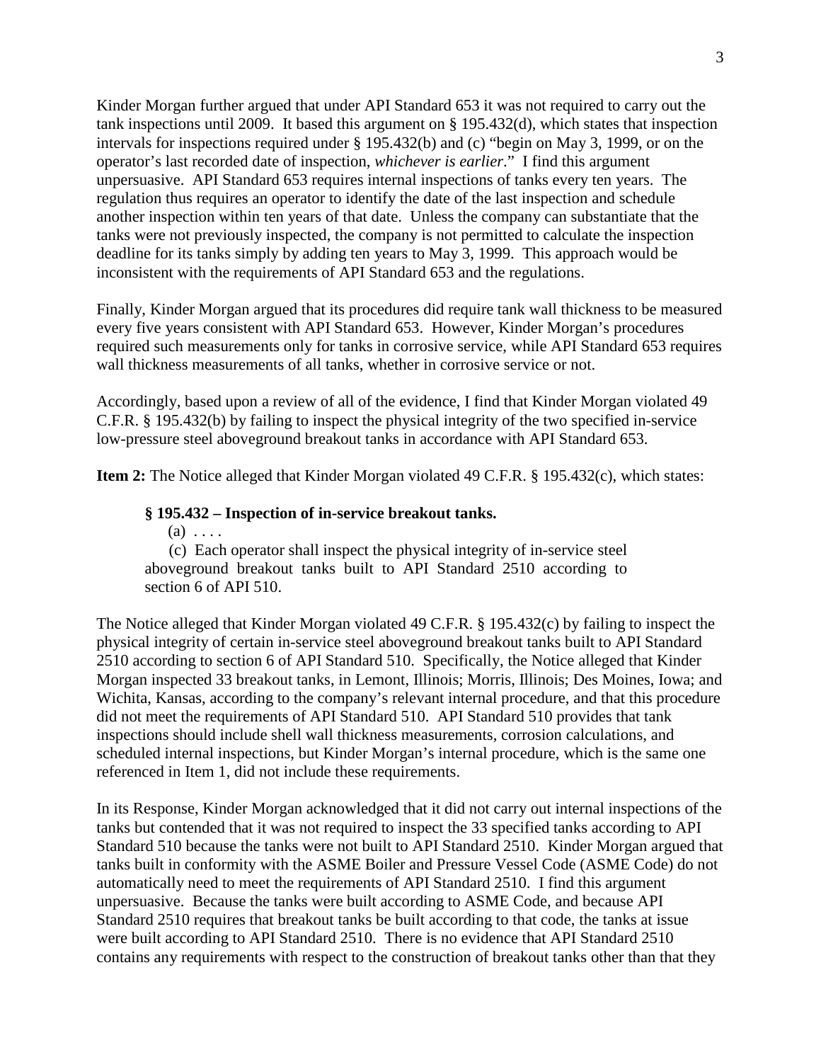Kinder Morgan further argued that under API Standard 653 it was not required to carry out the tank inspections until 2009. It based this argument on § 195.432(d), which states that inspection intervals for inspections required under § 195.432(b) and (c) "begin on May 3, 1999, or on the operator's last recorded date of inspection, *whichever is earlier*." I find this argument unpersuasive. API Standard 653 requires internal inspections of tanks every ten years. The regulation thus requires an operator to identify the date of the last inspection and schedule another inspection within ten years of that date. Unless the company can substantiate that the tanks were not previously inspected, the company is not permitted to calculate the inspection deadline for its tanks simply by adding ten years to May 3, 1999. This approach would be inconsistent with the requirements of API Standard 653 and the regulations.

Finally, Kinder Morgan argued that its procedures did require tank wall thickness to be measured every five years consistent with API Standard 653. However, Kinder Morgan's procedures required such measurements only for tanks in corrosive service, while API Standard 653 requires wall thickness measurements of all tanks, whether in corrosive service or not.

Accordingly, based upon a review of all of the evidence, I find that Kinder Morgan violated 49 C.F.R. § 195.432(b) by failing to inspect the physical integrity of the two specified in-service low-pressure steel aboveground breakout tanks in accordance with API Standard 653.

**Item 2:** The Notice alleged that Kinder Morgan violated 49 C.F.R. § 195.432(c), which states:

> **§ 195.432 – Inspection of in-service breakout tanks.**
>
> (a) . . . .
>
> (c) Each operator shall inspect the physical integrity of in-service steel aboveground breakout tanks built to API Standard 2510 according to section 6 of API 510.

The Notice alleged that Kinder Morgan violated 49 C.F.R. § 195.432(c) by failing to inspect the physical integrity of certain in-service steel aboveground breakout tanks built to API Standard 2510 according to section 6 of API Standard 510. Specifically, the Notice alleged that Kinder Morgan inspected 33 breakout tanks, in Lemont, Illinois; Morris, Illinois; Des Moines, Iowa; and Wichita, Kansas, according to the company's relevant internal procedure, and that this procedure did not meet the requirements of API Standard 510. API Standard 510 provides that tank inspections should include shell wall thickness measurements, corrosion calculations, and scheduled internal inspections, but Kinder Morgan's internal procedure, which is the same one referenced in Item 1, did not include these requirements.

In its Response, Kinder Morgan acknowledged that it did not carry out internal inspections of the tanks but contended that it was not required to inspect the 33 specified tanks according to API Standard 510 because the tanks were not built to API Standard 2510. Kinder Morgan argued that tanks built in conformity with the ASME Boiler and Pressure Vessel Code (ASME Code) do not automatically need to meet the requirements of API Standard 2510. I find this argument unpersuasive. Because the tanks were built according to ASME Code, and because API Standard 2510 requires that breakout tanks be built according to that code, the tanks at issue were built according to API Standard 2510. There is no evidence that API Standard 2510 contains any requirements with respect to the construction of breakout tanks other than that they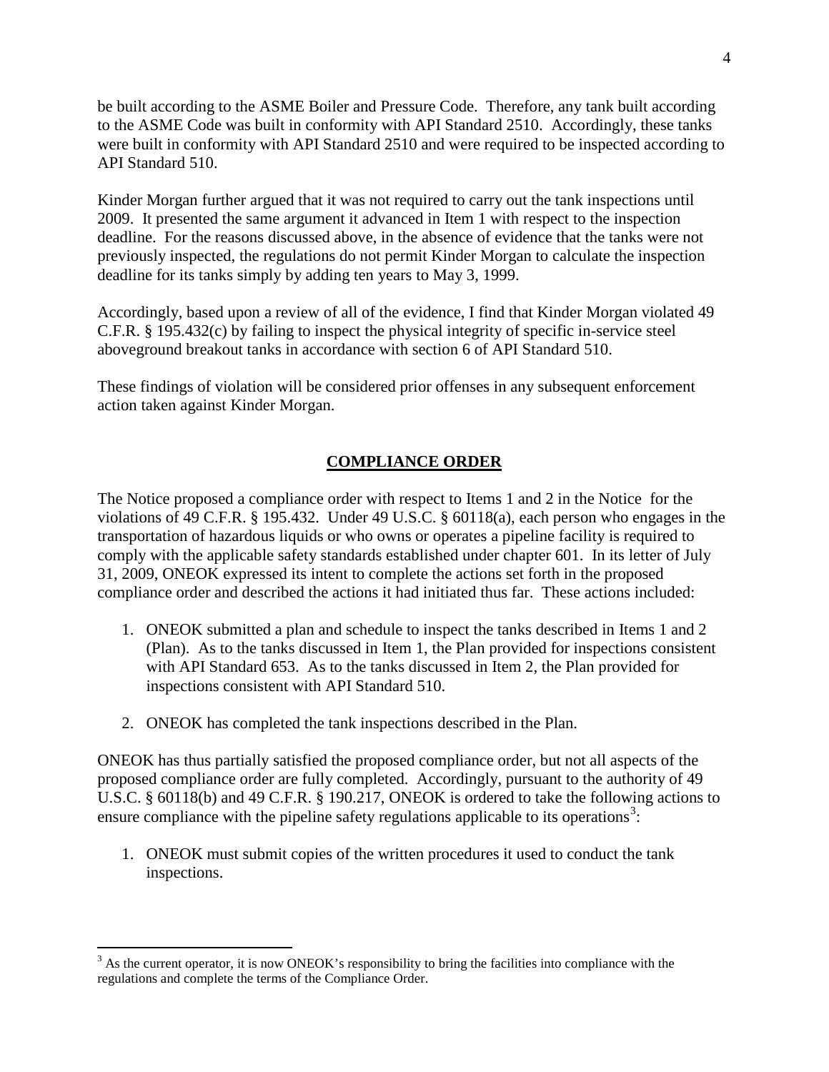be built according to the ASME Boiler and Pressure Code. Therefore, any tank built according to the ASME Code was built in conformity with API Standard 2510. Accordingly, these tanks were built in conformity with API Standard 2510 and were required to be inspected according to API Standard 510.

Kinder Morgan further argued that it was not required to carry out the tank inspections until 2009. It presented the same argument it advanced in Item 1 with respect to the inspection deadline. For the reasons discussed above, in the absence of evidence that the tanks were not previously inspected, the regulations do not permit Kinder Morgan to calculate the inspection deadline for its tanks simply by adding ten years to May 3, 1999.

Accordingly, based upon a review of all of the evidence, I find that Kinder Morgan violated 49 C.F.R. § 195.432(c) by failing to inspect the physical integrity of specific in-service steel aboveground breakout tanks in accordance with section 6 of API Standard 510.

These findings of violation will be considered prior offenses in any subsequent enforcement action taken against Kinder Morgan.

## COMPLIANCE ORDER

The Notice proposed a compliance order with respect to Items 1 and 2 in the Notice for the violations of 49 C.F.R. § 195.432. Under 49 U.S.C. § 60118(a), each person who engages in the transportation of hazardous liquids or who owns or operates a pipeline facility is required to comply with the applicable safety standards established under chapter 601. In its letter of July 31, 2009, ONEOK expressed its intent to complete the actions set forth in the proposed compliance order and described the actions it had initiated thus far. These actions included:

1. ONEOK submitted a plan and schedule to inspect the tanks described in Items 1 and 2 (Plan). As to the tanks discussed in Item 1, the Plan provided for inspections consistent with API Standard 653. As to the tanks discussed in Item 2, the Plan provided for inspections consistent with API Standard 510.

2. ONEOK has completed the tank inspections described in the Plan.

ONEOK has thus partially satisfied the proposed compliance order, but not all aspects of the proposed compliance order are fully completed. Accordingly, pursuant to the authority of 49 U.S.C. § 60118(b) and 49 C.F.R. § 190.217, ONEOK is ordered to take the following actions to ensure compliance with the pipeline safety regulations applicable to its operations[3]:

1. ONEOK must submit copies of the written procedures it used to conduct the tank inspections.

---

[3] As the current operator, it is now ONEOK's responsibility to bring the facilities into compliance with the regulations and complete the terms of the Compliance Order.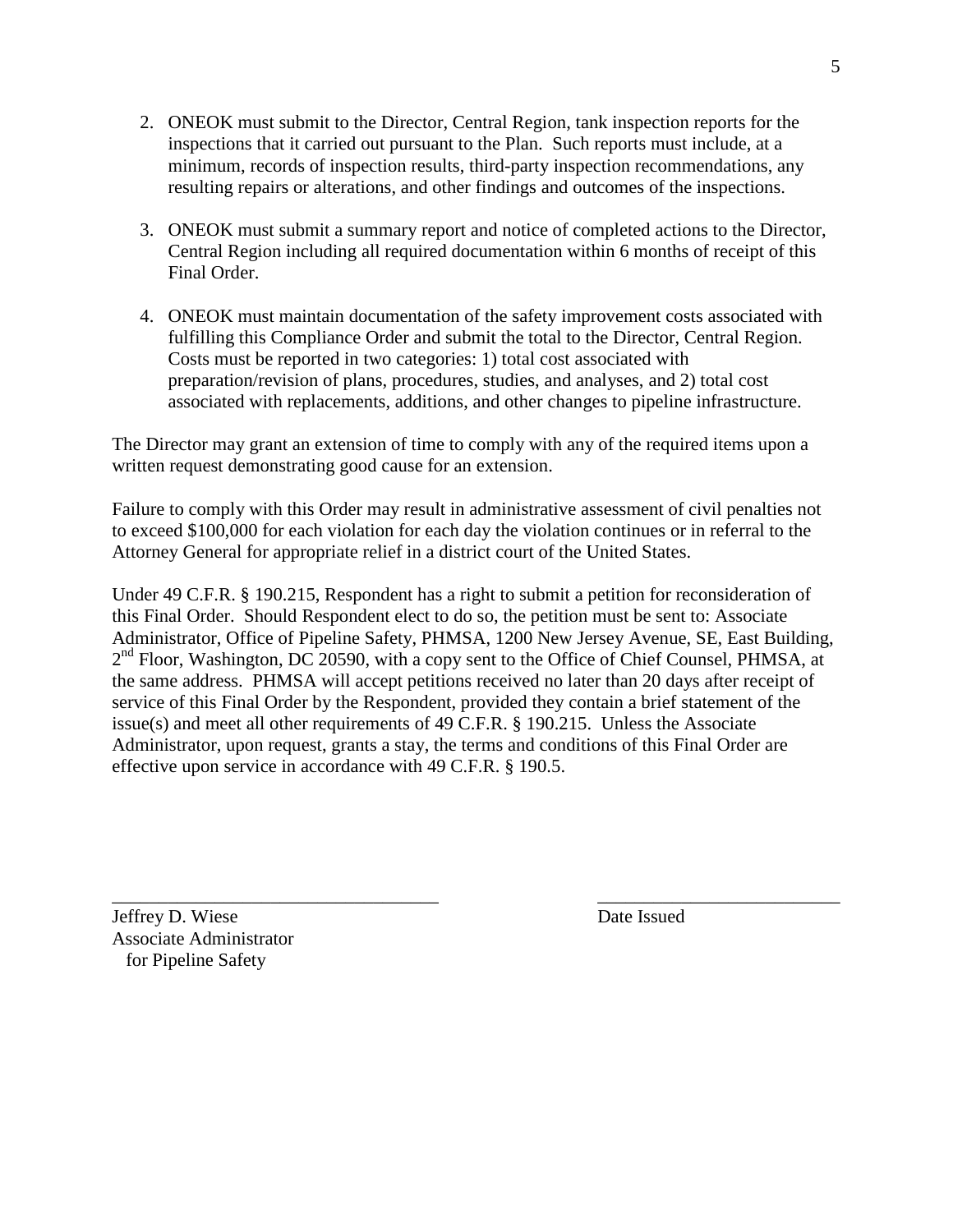2. ONEOK must submit to the Director, Central Region, tank inspection reports for the inspections that it carried out pursuant to the Plan. Such reports must include, at a minimum, records of inspection results, third-party inspection recommendations, any resulting repairs or alterations, and other findings and outcomes of the inspections.

3. ONEOK must submit a summary report and notice of completed actions to the Director, Central Region including all required documentation within 6 months of receipt of this Final Order.

4. ONEOK must maintain documentation of the safety improvement costs associated with fulfilling this Compliance Order and submit the total to the Director, Central Region. Costs must be reported in two categories: 1) total cost associated with preparation/revision of plans, procedures, studies, and analyses, and 2) total cost associated with replacements, additions, and other changes to pipeline infrastructure.

The Director may grant an extension of time to comply with any of the required items upon a written request demonstrating good cause for an extension.

Failure to comply with this Order may result in administrative assessment of civil penalties not to exceed $100,000 for each violation for each day the violation continues or in referral to the Attorney General for appropriate relief in a district court of the United States.

Under 49 C.F.R. § 190.215, Respondent has a right to submit a petition for reconsideration of this Final Order. Should Respondent elect to do so, the petition must be sent to: Associate Administrator, Office of Pipeline Safety, PHMSA, 1200 New Jersey Avenue, SE, East Building, 2nd Floor, Washington, DC 20590, with a copy sent to the Office of Chief Counsel, PHMSA, at the same address. PHMSA will accept petitions received no later than 20 days after receipt of service of this Final Order by the Respondent, provided they contain a brief statement of the issue(s) and meet all other requirements of 49 C.F.R. § 190.215. Unless the Associate Administrator, upon request, grants a stay, the terms and conditions of this Final Order are effective upon service in accordance with 49 C.F.R. § 190.5.

\_\_\_\_\_\_\_\_\_\_\_\_\_\_\_\_\_\_\_\_\_\_\_\_\_\_\_\_\_\_\_\_\_\_\_
Jeffrey D. Wiese
Associate Administrator
for Pipeline Safety

\_\_\_\_\_\_\_\_\_\_\_\_\_\_\_\_\_\_\_\_\_\_\_\_\_\_
Date Issued